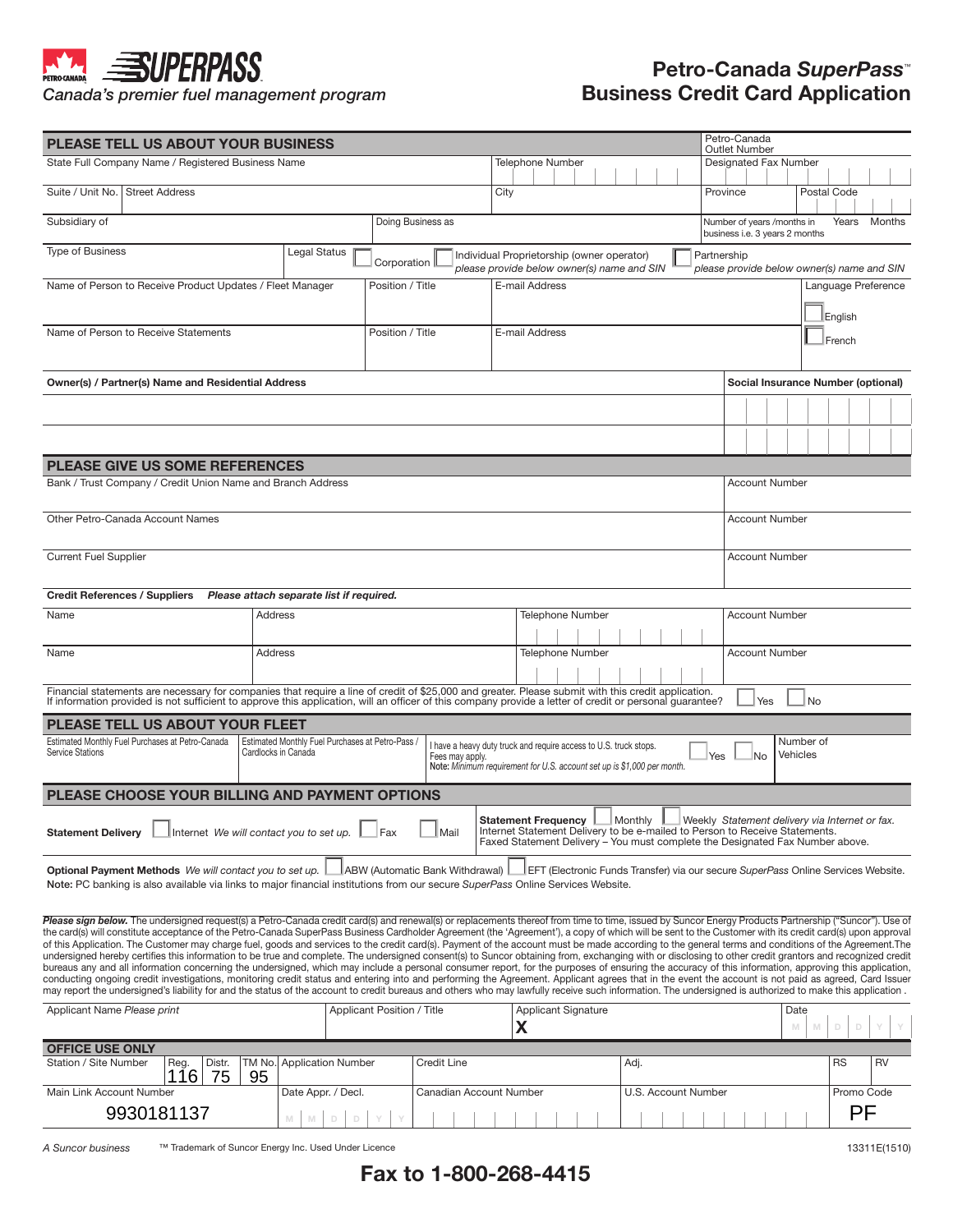**PETRO-CANADA SUPERPASS**

*Canada's premier fuel management program*

# Petro-Canada *SuperPass*™ Business Credit Card Application

## PLEASE TELL US ABOUT YOUR BUSINESS

| | | | |
|---|---|---|---|
| State Full Company Name / Registered Business Name | Telephone Number | Petro-Canada Outlet Number | Designated Fax Number |
| Suite / Unit No. | Street Address | City | Province | Postal Code |
| Subsidiary of | Doing Business as | Number of years /months in business i.e. 3 years 2 months | Years Months |
| Type of Business | Legal Status ☐ Corporation ☐ Individual Proprietorship (owner operator) *please provide below owner(s) name and SIN* ☐ Partnership *please provide below owner(s) name and SIN* | | |
| Name of Person to Receive Product Updates / Fleet Manager | Position / Title | E-mail Address | Language Preference ☐ English ☐ French |
| Name of Person to Receive Statements | Position / Title | E-mail Address | |

| **Owner(s) / Partner(s) Name and Residential Address** | **Social Insurance Number (optional)** |
|---|---|
| | |
| | |

## PLEASE GIVE US SOME REFERENCES

| | |
|---|---|
| Bank / Trust Company / Credit Union Name and Branch Address | Account Number |
| Other Petro-Canada Account Names | Account Number |
| Current Fuel Supplier | Account Number |

**Credit References / Suppliers** ***Please attach separate list if required.***

| Name | Address | Telephone Number | Account Number |
|---|---|---|---|
| Name | Address | Telephone Number | Account Number |

Financial statements are necessary for companies that require a line of credit of $25,000 and greater. Please submit with this credit application.
If information provided is not sufficient to approve this application, will an officer of this company provide a letter of credit or personal guarantee? ☐ Yes ☐ No

## PLEASE TELL US ABOUT YOUR FLEET

| | | | |
|---|---|---|---|
| Estimated Monthly Fuel Purchases at Petro-Canada Service Stations | Estimated Monthly Fuel Purchases at Petro-Pass / Cardlocks in Canada | I have a heavy duty truck and require access to U.S. truck stops. Fees may apply. **Note:** *Minimum requirement for U.S. account set up is $1,000 per month.* ☐ Yes ☐ No | Number of Vehicles |

## PLEASE CHOOSE YOUR BILLING AND PAYMENT OPTIONS

**Statement Delivery** ☐ Internet *We will contact you to set up.* ☐ Fax ☐ Mail

**Statement Frequency** ☐ Monthly ☐ Weekly *Statement delivery via Internet or fax.*
Internet Statement Delivery to be e-mailed to Person to Receive Statements.
Faxed Statement Delivery – You must complete the Designated Fax Number above.

**Optional Payment Methods** *We will contact you to set up.* ☐ ABW (Automatic Bank Withdrawal) ☐ EFT (Electronic Funds Transfer) via our secure *SuperPass* Online Services Website.
**Note:** PC banking is also available via links to major financial institutions from our secure *SuperPass* Online Services Website.

***Please sign below.*** The undersigned request(s) a Petro-Canada credit card(s) and renewal(s) or replacements thereof from time to time, issued by Suncor Energy Products Partnership ("Suncor"). Use of the card(s) will constitute acceptance of the Petro-Canada SuperPass Business Cardholder Agreement (the 'Agreement'), a copy of which will be sent to the Customer with its credit card(s) upon approval of this Application. The Customer may charge fuel, goods and services to the credit card(s). Payment of the account must be made according to the general terms and conditions of the Agreement.The undersigned hereby certifies this information to be true and complete. The undersigned consent(s) to Suncor obtaining from, exchanging with or disclosing to other credit grantors and recognized credit bureaus any and all information concerning the undersigned, which may include a personal consumer report, for the purposes of ensuring the accuracy of this information, approving this application, conducting ongoing credit investigations, monitoring credit status and entering into and performing the Agreement. Applicant agrees that in the event the account is not paid as agreed, Card Issuer may report the undersigned's liability for and the status of the account to credit bureaus and others who may lawfully receive such information. The undersigned is authorized to make this application .

| Applicant Name *Please print* | Applicant Position / Title | Applicant Signature X | Date M M D D Y Y |
|---|---|---|---|

### OFFICE USE ONLY

| Station / Site Number | Reg. | Distr. | TM No. | Application Number | Credit Line | Adj. | RS | RV |
|---|---|---|---|---|---|---|---|---|
| | 116 | 75 | 95 | | | | | |

| Main Link Account Number | Date Appr. / Decl. | Canadian Account Number | U.S. Account Number | Promo Code |
|---|---|---|---|---|
| 9930181137 | M M D D Y Y | | | PF |

*A Suncor business* ™ Trademark of Suncor Energy Inc. Used Under Licence 13311E(1510)

**Fax to 1-800-268-4415**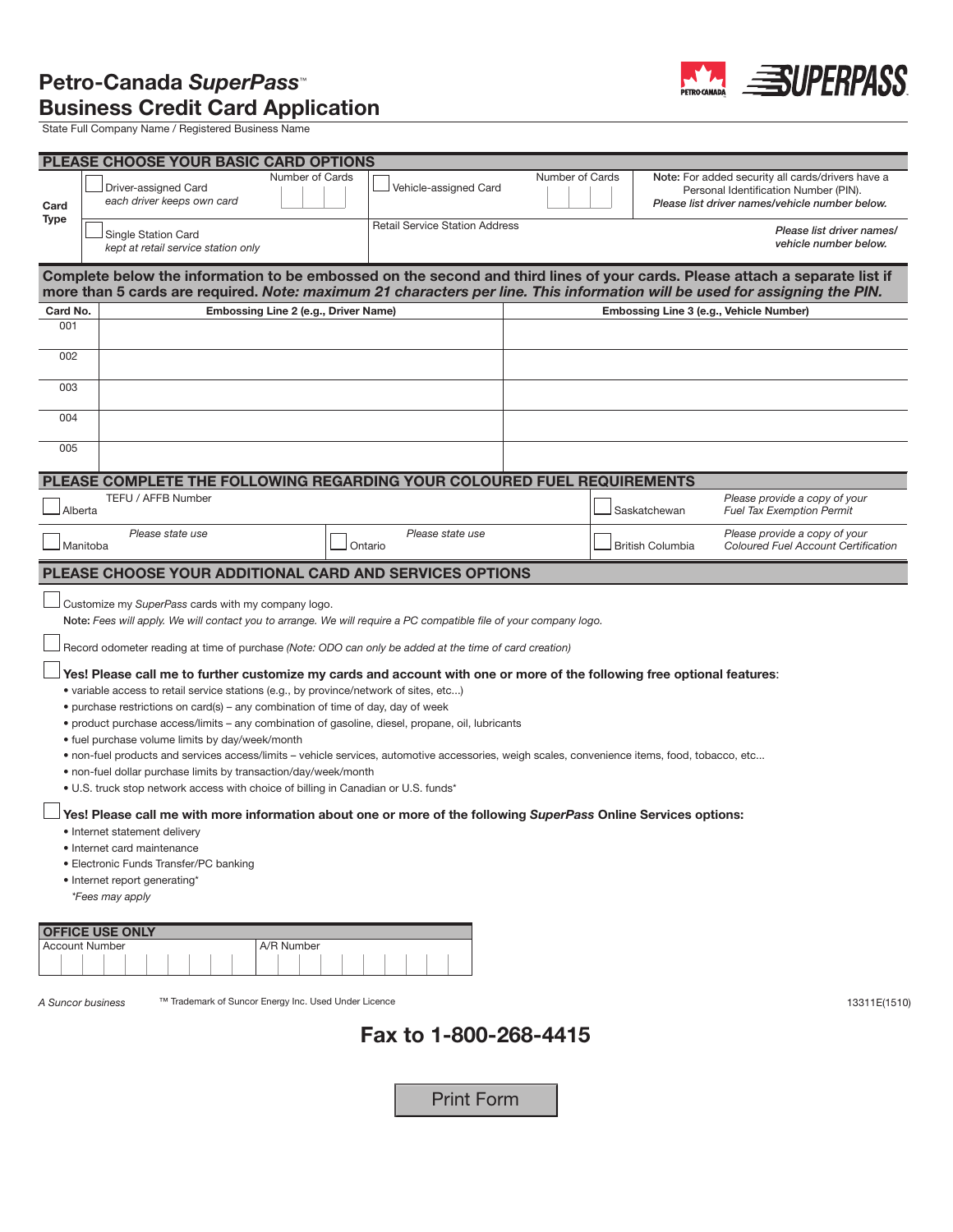# Petro-Canada *SuperPass*™ Business Credit Card Application

PETRO-CANADA SUPERPASS

State Full Company Name / Registered Business Name

## PLEASE CHOOSE YOUR BASIC CARD OPTIONS

| | | | | |
|---|---|---|---|---|
| **Card Type** | ☐ Driver-assigned Card *each driver keeps own card* — Number of Cards | ☐ Vehicle-assigned Card — Number of Cards | | **Note:** For added security all cards/drivers have a Personal Identification Number (PIN). *Please list driver names/vehicle number below.* |
| | ☐ Single Station Card *kept at retail service station only* | Retail Service Station Address | | *Please list driver names/ vehicle number below.* |

**Complete below the information to be embossed on the second and third lines of your cards. Please attach a separate list if more than 5 cards are required. *Note: maximum 21 characters per line. This information will be used for assigning the PIN.***

| Card No. | Embossing Line 2 (e.g., Driver Name) | Embossing Line 3 (e.g., Vehicle Number) |
|---|---|---|
| 001 | | |
| 002 | | |
| 003 | | |
| 004 | | |
| 005 | | |

## PLEASE COMPLETE THE FOLLOWING REGARDING YOUR COLOURED FUEL REQUIREMENTS

| | | | |
|---|---|---|---|
| ☐ Alberta | TEFU / AFFB Number | ☐ Saskatchewan | *Please provide a copy of your Fuel Tax Exemption Permit* |
| ☐ Manitoba *Please state use* | ☐ Ontario *Please state use* | ☐ British Columbia | *Please provide a copy of your Coloured Fuel Account Certification* |

## PLEASE CHOOSE YOUR ADDITIONAL CARD AND SERVICES OPTIONS

☐ Customize my *SuperPass* cards with my company logo.
**Note:** *Fees will apply. We will contact you to arrange. We will require a PC compatible file of your company logo.*

☐ Record odometer reading at time of purchase *(Note: ODO can only be added at the time of card creation)*

☐ **Yes! Please call me to further customize my cards and account with one or more of the following free optional features**:

- variable access to retail service stations (e.g., by province/network of sites, etc...)
- purchase restrictions on card(s) – any combination of time of day, day of week
- product purchase access/limits – any combination of gasoline, diesel, propane, oil, lubricants
- fuel purchase volume limits by day/week/month
- non-fuel products and services access/limits – vehicle services, automotive accessories, weigh scales, convenience items, food, tobacco, etc...
- non-fuel dollar purchase limits by transaction/day/week/month
- U.S. truck stop network access with choice of billing in Canadian or U.S. funds*

☐ **Yes! Please call me with more information about one or more of the following *SuperPass* Online Services options:**

- Internet statement delivery
- Internet card maintenance
- Electronic Funds Transfer/PC banking
- Internet report generating*

*\*Fees may apply*

| OFFICE USE ONLY | |
|---|---|
| Account Number | A/R Number |
| | |

*A Suncor business* ™ Trademark of Suncor Energy Inc. Used Under Licence 13311E(1510)

**Fax to 1-800-268-4415**

Print Form